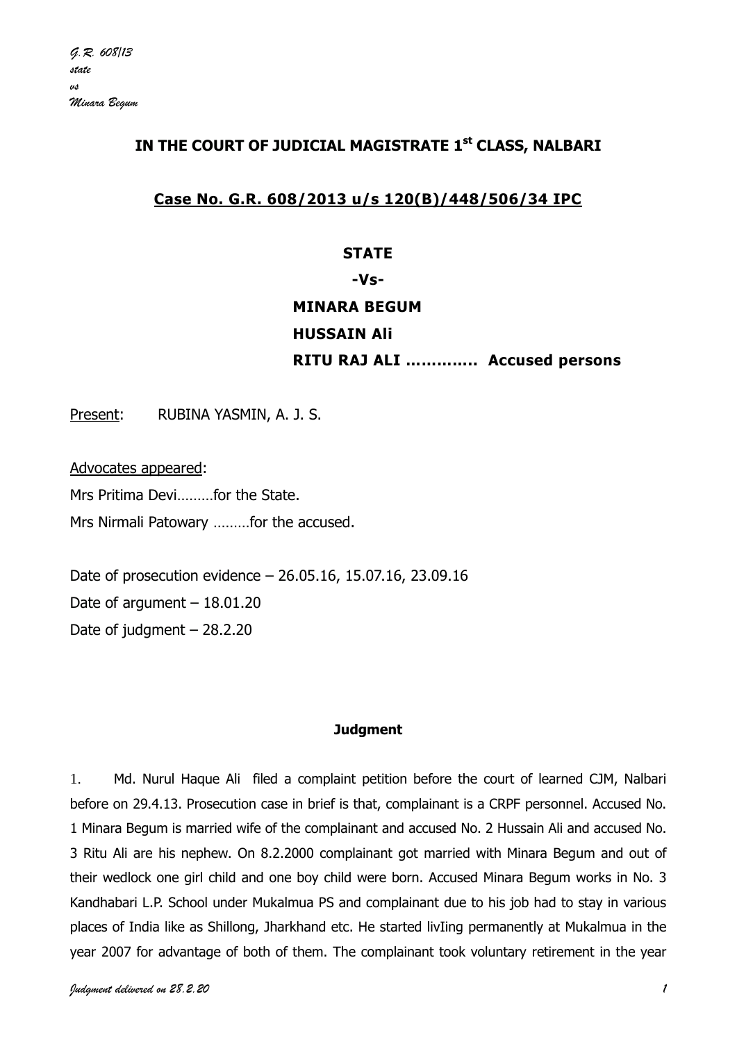# IN THE COURT OF JUDICIAL MAGISTRATE 1st CLASS, NALBARI

## Case No. G.R. 608/2013 u/s 120(B)/448/506/34 IPC

**STATE**

**-Vs-**

**MINARA BEGUM**

**HUSSAIN Ali**

**RITU RAJ ALI …………. Accused persons**

Present: RUBINA YASMIN, A. J. S.

Advocates appeared:

Mrs Pritima Devi………for the State.

Mrs Nirmali Patowary ………for the accused.

Date of prosecution evidence – 26.05.16, 15.07.16, 23.09.16

Date of argument – 18.01.20

Date of judgment – 28.2.20

### Judgment

1. Md. Nurul Haque Ali filed a complaint petition before the court of learned CJM, Nalbari before on 29.4.13. Prosecution case in brief is that, complainant is a CRPF personnel. Accused No. 1 Minara Begum is married wife of the complainant and accused No. 2 Hussain Ali and accused No. 3 Ritu Ali are his nephew. On 8.2.2000 complainant got married with Minara Begum and out of their wedlock one girl child and one boy child were born. Accused Minara Begum works in No. 3 Kandhabari L.P. School under Mukalmua PS and complainant due to his job had to stay in various places of India like as Shillong, Jharkhand etc. He started livIing permanently at Mukalmua in the year 2007 for advantage of both of them. The complainant took voluntary retirement in the year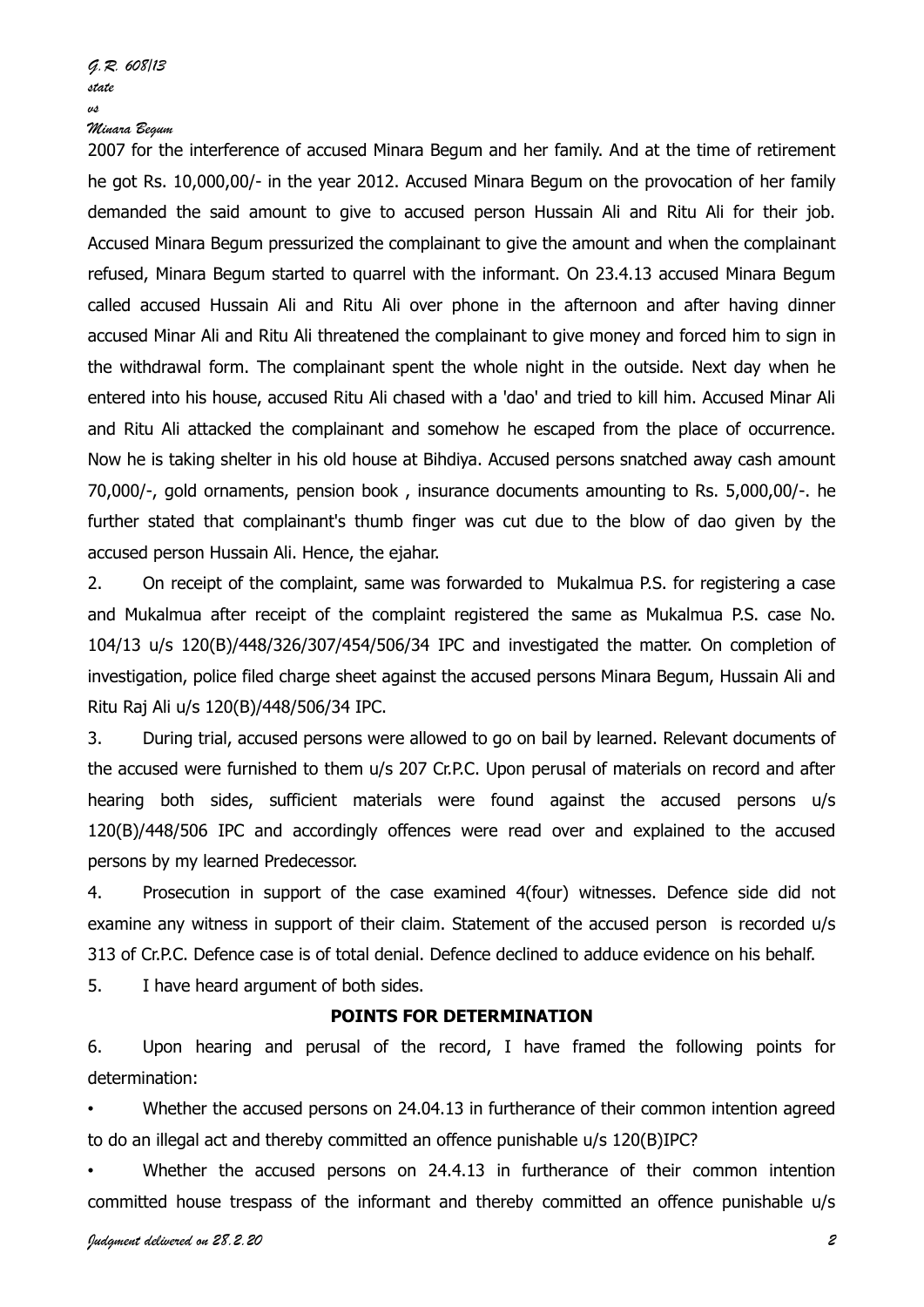2007 for the interference of accused Minara Begum and her family. And at the time of retirement he got Rs. 10,000,00/- in the year 2012. Accused Minara Begum on the provocation of her family demanded the said amount to give to accused person Hussain Ali and Ritu Ali for their job. Accused Minara Begum pressurized the complainant to give the amount and when the complainant refused, Minara Begum started to quarrel with the informant. On 23.4.13 accused Minara Begum called accused Hussain Ali and Ritu Ali over phone in the afternoon and after having dinner accused Minar Ali and Ritu Ali threatened the complainant to give money and forced him to sign in the withdrawal form. The complainant spent the whole night in the outside. Next day when he entered into his house, accused Ritu Ali chased with a 'dao' and tried to kill him. Accused Minar Ali and Ritu Ali attacked the complainant and somehow he escaped from the place of occurrence. Now he is taking shelter in his old house at Bihdiya. Accused persons snatched away cash amount 70,000/-, gold ornaments, pension book , insurance documents amounting to Rs. 5,000,00/-. he further stated that complainant's thumb finger was cut due to the blow of dao given by the accused person Hussain Ali. Hence, the ejahar.

2. On receipt of the complaint, same was forwarded to Mukalmua P.S. for registering a case and Mukalmua after receipt of the complaint registered the same as Mukalmua P.S. case No. 104/13 u/s 120(B)/448/326/307/454/506/34 IPC and investigated the matter. On completion of investigation, police filed charge sheet against the accused persons Minara Begum, Hussain Ali and Ritu Raj Ali u/s 120(B)/448/506/34 IPC.

3. During trial, accused persons were allowed to go on bail by learned. Relevant documents of the accused were furnished to them u/s 207 Cr.P.C. Upon perusal of materials on record and after hearing both sides, sufficient materials were found against the accused persons u/s 120(B)/448/506 IPC and accordingly offences were read over and explained to the accused persons by my learned Predecessor.

4. Prosecution in support of the case examined 4(four) witnesses. Defence side did not examine any witness in support of their claim. Statement of the accused person is recorded u/s 313 of Cr.P.C. Defence case is of total denial. Defence declined to adduce evidence on his behalf.

5. I have heard argument of both sides.

**POINTS FOR DETERMINATION**

6. Upon hearing and perusal of the record, I have framed the following points for determination:

- Whether the accused persons on 24.04.13 in furtherance of their common intention agreed to do an illegal act and thereby committed an offence punishable u/s 120(B)IPC?
- Whether the accused persons on 24.4.13 in furtherance of their common intention committed house trespass of the informant and thereby committed an offence punishable u/s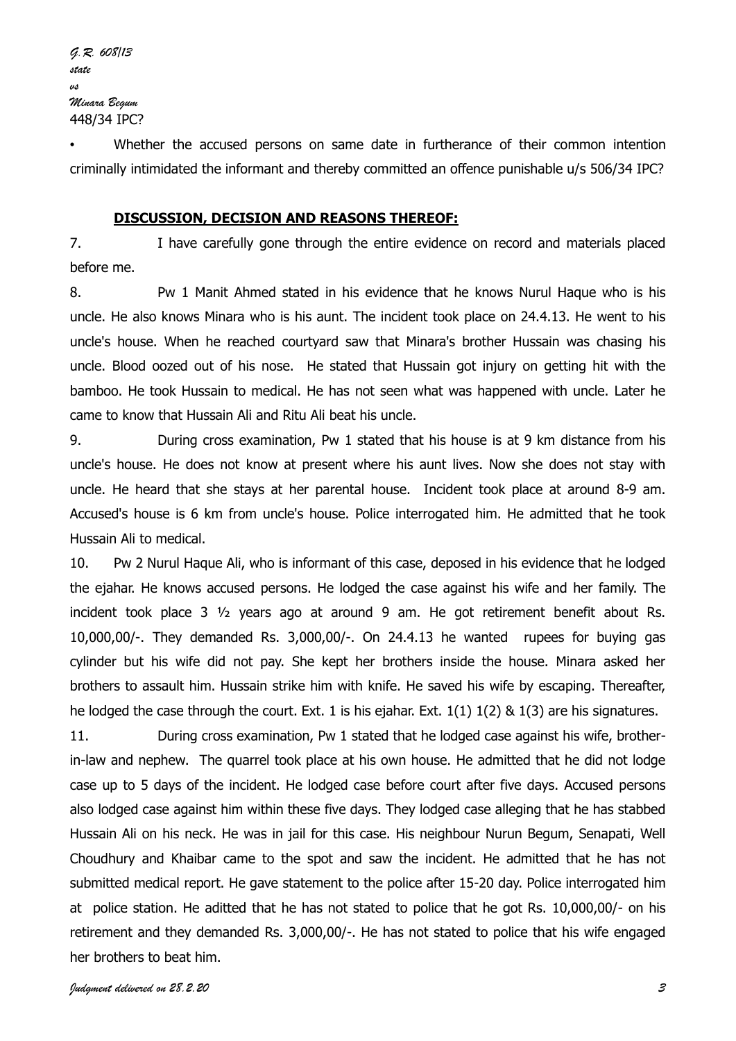448/34 IPC?

- Whether the accused persons on same date in furtherance of their common intention criminally intimidated the informant and thereby committed an offence punishable u/s 506/34 IPC?

**DISCUSSION, DECISION AND REASONS THEREOF:**

7. I have carefully gone through the entire evidence on record and materials placed before me.

8. Pw 1 Manit Ahmed stated in his evidence that he knows Nurul Haque who is his uncle. He also knows Minara who is his aunt. The incident took place on 24.4.13. He went to his uncle's house. When he reached courtyard saw that Minara's brother Hussain was chasing his uncle. Blood oozed out of his nose. He stated that Hussain got injury on getting hit with the bamboo. He took Hussain to medical. He has not seen what was happened with uncle. Later he came to know that Hussain Ali and Ritu Ali beat his uncle.

9. During cross examination, Pw 1 stated that his house is at 9 km distance from his uncle's house. He does not know at present where his aunt lives. Now she does not stay with uncle. He heard that she stays at her parental house. Incident took place at around 8-9 am. Accused's house is 6 km from uncle's house. Police interrogated him. He admitted that he took Hussain Ali to medical.

10. Pw 2 Nurul Haque Ali, who is informant of this case, deposed in his evidence that he lodged the ejahar. He knows accused persons. He lodged the case against his wife and her family. The incident took place 3 ½ years ago at around 9 am. He got retirement benefit about Rs. 10,000,00/-. They demanded Rs. 3,000,00/-. On 24.4.13 he wanted rupees for buying gas cylinder but his wife did not pay. She kept her brothers inside the house. Minara asked her brothers to assault him. Hussain strike him with knife. He saved his wife by escaping. Thereafter, he lodged the case through the court. Ext. 1 is his ejahar. Ext. 1(1) 1(2) & 1(3) are his signatures.

11. During cross examination, Pw 1 stated that he lodged case against his wife, brother-in-law and nephew. The quarrel took place at his own house. He admitted that he did not lodge case up to 5 days of the incident. He lodged case before court after five days. Accused persons also lodged case against him within these five days. They lodged case alleging that he has stabbed Hussain Ali on his neck. He was in jail for this case. His neighbour Nurun Begum, Senapati, Well Choudhury and Khaibar came to the spot and saw the incident. He admitted that he has not submitted medical report. He gave statement to the police after 15-20 day. Police interrogated him at police station. He aditted that he has not stated to police that he got Rs. 10,000,00/- on his retirement and they demanded Rs. 3,000,00/-. He has not stated to police that his wife engaged her brothers to beat him.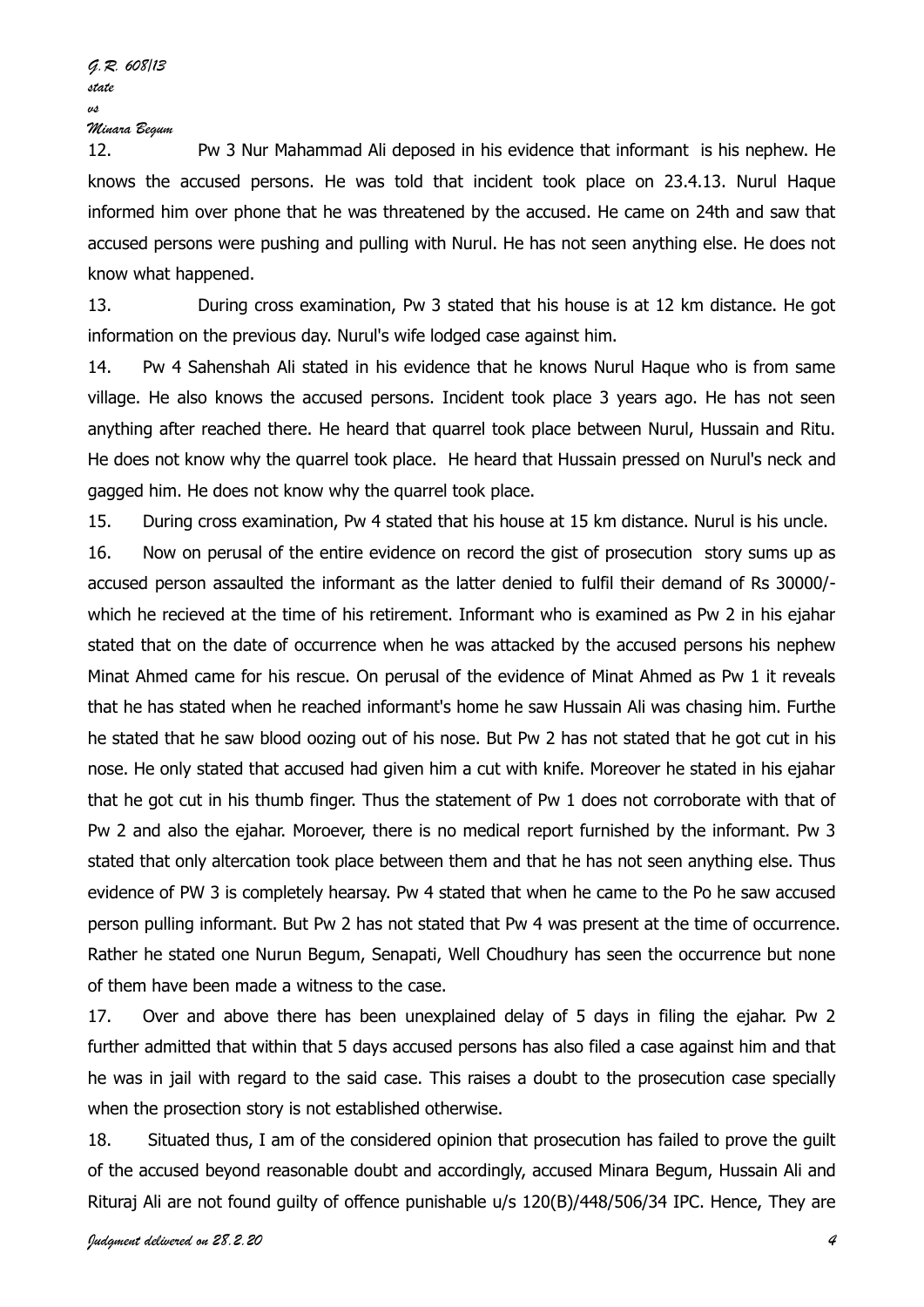12. Pw 3 Nur Mahammad Ali deposed in his evidence that informant is his nephew. He knows the accused persons. He was told that incident took place on 23.4.13. Nurul Haque informed him over phone that he was threatened by the accused. He came on 24th and saw that accused persons were pushing and pulling with Nurul. He has not seen anything else. He does not know what happened.

13. During cross examination, Pw 3 stated that his house is at 12 km distance. He got information on the previous day. Nurul's wife lodged case against him.

14. Pw 4 Sahenshah Ali stated in his evidence that he knows Nurul Haque who is from same village. He also knows the accused persons. Incident took place 3 years ago. He has not seen anything after reached there. He heard that quarrel took place between Nurul, Hussain and Ritu. He does not know why the quarrel took place. He heard that Hussain pressed on Nurul's neck and gagged him. He does not know why the quarrel took place.

15. During cross examination, Pw 4 stated that his house at 15 km distance. Nurul is his uncle.

16. Now on perusal of the entire evidence on record the gist of prosecution story sums up as accused person assaulted the informant as the latter denied to fulfil their demand of Rs 30000/- which he recieved at the time of his retirement. Informant who is examined as Pw 2 in his ejahar stated that on the date of occurrence when he was attacked by the accused persons his nephew Minat Ahmed came for his rescue. On perusal of the evidence of Minat Ahmed as Pw 1 it reveals that he has stated when he reached informant's home he saw Hussain Ali was chasing him. Furthe he stated that he saw blood oozing out of his nose. But Pw 2 has not stated that he got cut in his nose. He only stated that accused had given him a cut with knife. Moreover he stated in his ejahar that he got cut in his thumb finger. Thus the statement of Pw 1 does not corroborate with that of Pw 2 and also the ejahar. Moroever, there is no medical report furnished by the informant. Pw 3 stated that only altercation took place between them and that he has not seen anything else. Thus evidence of PW 3 is completely hearsay. Pw 4 stated that when he came to the Po he saw accused person pulling informant. But Pw 2 has not stated that Pw 4 was present at the time of occurrence. Rather he stated one Nurun Begum, Senapati, Well Choudhury has seen the occurrence but none of them have been made a witness to the case.

17. Over and above there has been unexplained delay of 5 days in filing the ejahar. Pw 2 further admitted that within that 5 days accused persons has also filed a case against him and that he was in jail with regard to the said case. This raises a doubt to the prosecution case specially when the prosection story is not established otherwise.

18. Situated thus, I am of the considered opinion that prosecution has failed to prove the guilt of the accused beyond reasonable doubt and accordingly, accused Minara Begum, Hussain Ali and Rituraj Ali are not found guilty of offence punishable u/s 120(B)/448/506/34 IPC. Hence, They are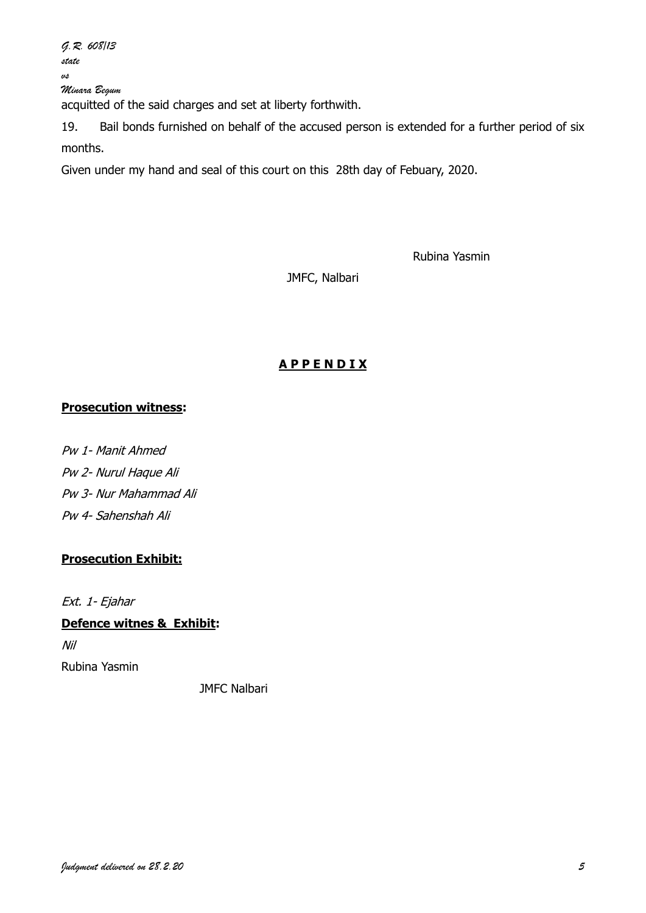acquitted of the said charges and set at liberty forthwith.

19. Bail bonds furnished on behalf of the accused person is extended for a further period of six months.

Given under my hand and seal of this court on this 28th day of Febuary, 2020.

Rubina Yasmin

JMFC, Nalbari

## A P P E N D I X

**Prosecution witness:**

*Pw 1- Manit Ahmed*
*Pw 2- Nurul Haque Ali*
*Pw 3- Nur Mahammad Ali*
*Pw 4- Sahenshah Ali*

**Prosecution Exhibit:**

*Ext. 1- Ejahar*

**Defence witnes & Exhibit:**

*Nil*

Rubina Yasmin

JMFC Nalbari